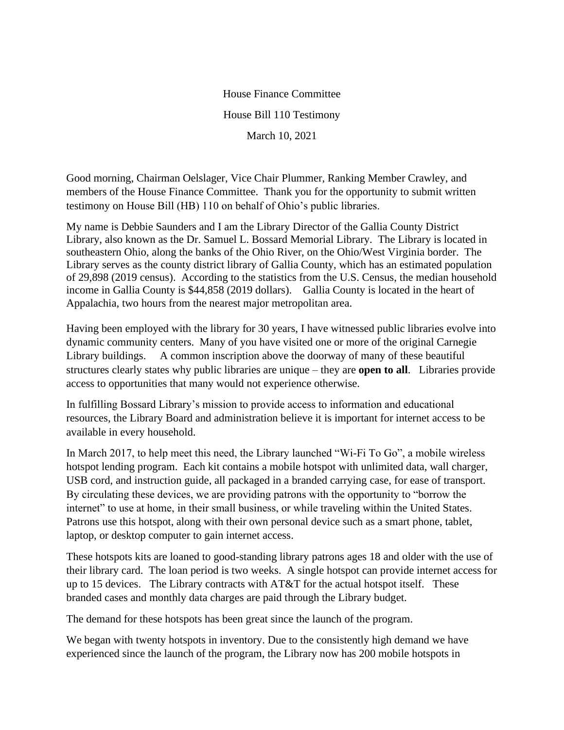House Finance Committee

House Bill 110 Testimony

March 10, 2021

Good morning, Chairman Oelslager, Vice Chair Plummer, Ranking Member Crawley, and members of the House Finance Committee. Thank you for the opportunity to submit written testimony on House Bill (HB) 110 on behalf of Ohio's public libraries.

My name is Debbie Saunders and I am the Library Director of the Gallia County District Library, also known as the Dr. Samuel L. Bossard Memorial Library. The Library is located in southeastern Ohio, along the banks of the Ohio River, on the Ohio/West Virginia border. The Library serves as the county district library of Gallia County, which has an estimated population of 29,898 (2019 census). According to the statistics from the U.S. Census, the median household income in Gallia County is $44,858 (2019 dollars). Gallia County is located in the heart of Appalachia, two hours from the nearest major metropolitan area.

Having been employed with the library for 30 years, I have witnessed public libraries evolve into dynamic community centers. Many of you have visited one or more of the original Carnegie Library buildings. A common inscription above the doorway of many of these beautiful structures clearly states why public libraries are unique – they are **open to all**. Libraries provide access to opportunities that many would not experience otherwise.

In fulfilling Bossard Library's mission to provide access to information and educational resources, the Library Board and administration believe it is important for internet access to be available in every household.

In March 2017, to help meet this need, the Library launched "Wi-Fi To Go", a mobile wireless hotspot lending program. Each kit contains a mobile hotspot with unlimited data, wall charger, USB cord, and instruction guide, all packaged in a branded carrying case, for ease of transport. By circulating these devices, we are providing patrons with the opportunity to "borrow the internet" to use at home, in their small business, or while traveling within the United States. Patrons use this hotspot, along with their own personal device such as a smart phone, tablet, laptop, or desktop computer to gain internet access.

These hotspots kits are loaned to good-standing library patrons ages 18 and older with the use of their library card. The loan period is two weeks. A single hotspot can provide internet access for up to 15 devices. The Library contracts with AT&T for the actual hotspot itself. These branded cases and monthly data charges are paid through the Library budget.

The demand for these hotspots has been great since the launch of the program.

We began with twenty hotspots in inventory. Due to the consistently high demand we have experienced since the launch of the program, the Library now has 200 mobile hotspots in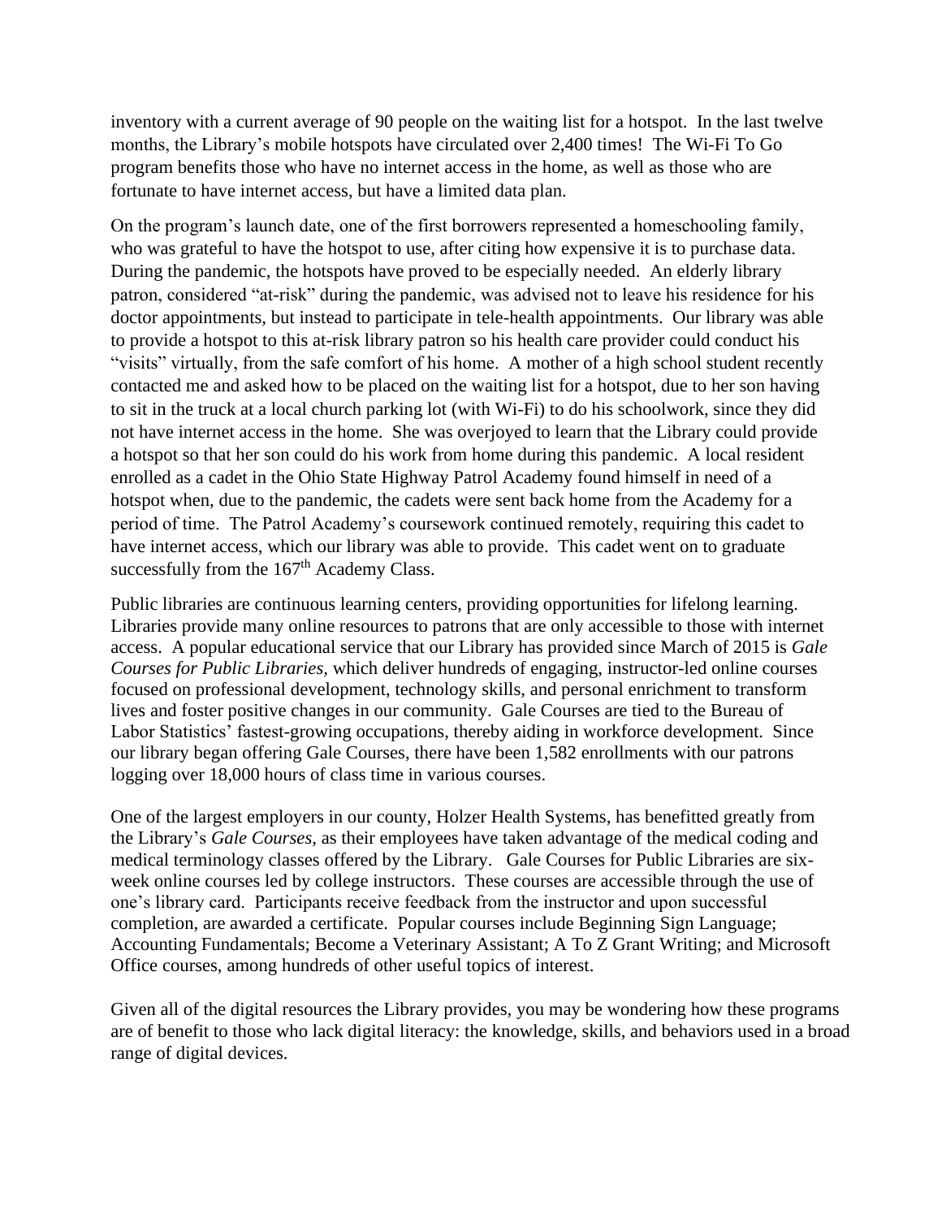inventory with a current average of 90 people on the waiting list for a hotspot. In the last twelve months, the Library's mobile hotspots have circulated over 2,400 times! The Wi-Fi To Go program benefits those who have no internet access in the home, as well as those who are fortunate to have internet access, but have a limited data plan.

On the program's launch date, one of the first borrowers represented a homeschooling family, who was grateful to have the hotspot to use, after citing how expensive it is to purchase data. During the pandemic, the hotspots have proved to be especially needed. An elderly library patron, considered "at-risk" during the pandemic, was advised not to leave his residence for his doctor appointments, but instead to participate in tele-health appointments. Our library was able to provide a hotspot to this at-risk library patron so his health care provider could conduct his "visits" virtually, from the safe comfort of his home. A mother of a high school student recently contacted me and asked how to be placed on the waiting list for a hotspot, due to her son having to sit in the truck at a local church parking lot (with Wi-Fi) to do his schoolwork, since they did not have internet access in the home. She was overjoyed to learn that the Library could provide a hotspot so that her son could do his work from home during this pandemic. A local resident enrolled as a cadet in the Ohio State Highway Patrol Academy found himself in need of a hotspot when, due to the pandemic, the cadets were sent back home from the Academy for a period of time. The Patrol Academy's coursework continued remotely, requiring this cadet to have internet access, which our library was able to provide. This cadet went on to graduate successfully from the 167th Academy Class.

Public libraries are continuous learning centers, providing opportunities for lifelong learning. Libraries provide many online resources to patrons that are only accessible to those with internet access. A popular educational service that our Library has provided since March of 2015 is *Gale Courses for Public Libraries,* which deliver hundreds of engaging, instructor-led online courses focused on professional development, technology skills, and personal enrichment to transform lives and foster positive changes in our community. Gale Courses are tied to the Bureau of Labor Statistics' fastest-growing occupations, thereby aiding in workforce development. Since our library began offering Gale Courses, there have been 1,582 enrollments with our patrons logging over 18,000 hours of class time in various courses.

One of the largest employers in our county, Holzer Health Systems, has benefitted greatly from the Library's *Gale Courses,* as their employees have taken advantage of the medical coding and medical terminology classes offered by the Library. Gale Courses for Public Libraries are six-week online courses led by college instructors. These courses are accessible through the use of one's library card. Participants receive feedback from the instructor and upon successful completion, are awarded a certificate. Popular courses include Beginning Sign Language; Accounting Fundamentals; Become a Veterinary Assistant; A To Z Grant Writing; and Microsoft Office courses, among hundreds of other useful topics of interest.

Given all of the digital resources the Library provides, you may be wondering how these programs are of benefit to those who lack digital literacy: the knowledge, skills, and behaviors used in a broad range of digital devices.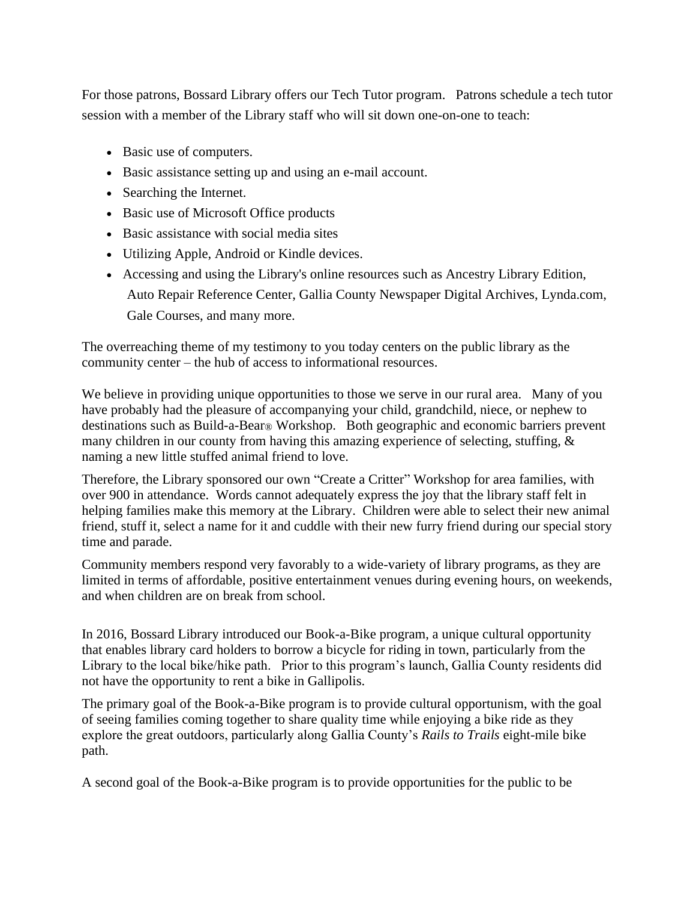For those patrons, Bossard Library offers our Tech Tutor program. Patrons schedule a tech tutor session with a member of the Library staff who will sit down one-on-one to teach:

- Basic use of computers.
- Basic assistance setting up and using an e-mail account.
- Searching the Internet.
- Basic use of Microsoft Office products
- Basic assistance with social media sites
- Utilizing Apple, Android or Kindle devices.
- Accessing and using the Library's online resources such as Ancestry Library Edition, Auto Repair Reference Center, Gallia County Newspaper Digital Archives, Lynda.com, Gale Courses, and many more.

The overreaching theme of my testimony to you today centers on the public library as the community center – the hub of access to informational resources.

We believe in providing unique opportunities to those we serve in our rural area. Many of you have probably had the pleasure of accompanying your child, grandchild, niece, or nephew to destinations such as Build-a-Bear® Workshop. Both geographic and economic barriers prevent many children in our county from having this amazing experience of selecting, stuffing, & naming a new little stuffed animal friend to love.

Therefore, the Library sponsored our own "Create a Critter" Workshop for area families, with over 900 in attendance. Words cannot adequately express the joy that the library staff felt in helping families make this memory at the Library. Children were able to select their new animal friend, stuff it, select a name for it and cuddle with their new furry friend during our special story time and parade.

Community members respond very favorably to a wide-variety of library programs, as they are limited in terms of affordable, positive entertainment venues during evening hours, on weekends, and when children are on break from school.

In 2016, Bossard Library introduced our Book-a-Bike program, a unique cultural opportunity that enables library card holders to borrow a bicycle for riding in town, particularly from the Library to the local bike/hike path. Prior to this program's launch, Gallia County residents did not have the opportunity to rent a bike in Gallipolis.

The primary goal of the Book-a-Bike program is to provide cultural opportunism, with the goal of seeing families coming together to share quality time while enjoying a bike ride as they explore the great outdoors, particularly along Gallia County's *Rails to Trails* eight-mile bike path.

A second goal of the Book-a-Bike program is to provide opportunities for the public to be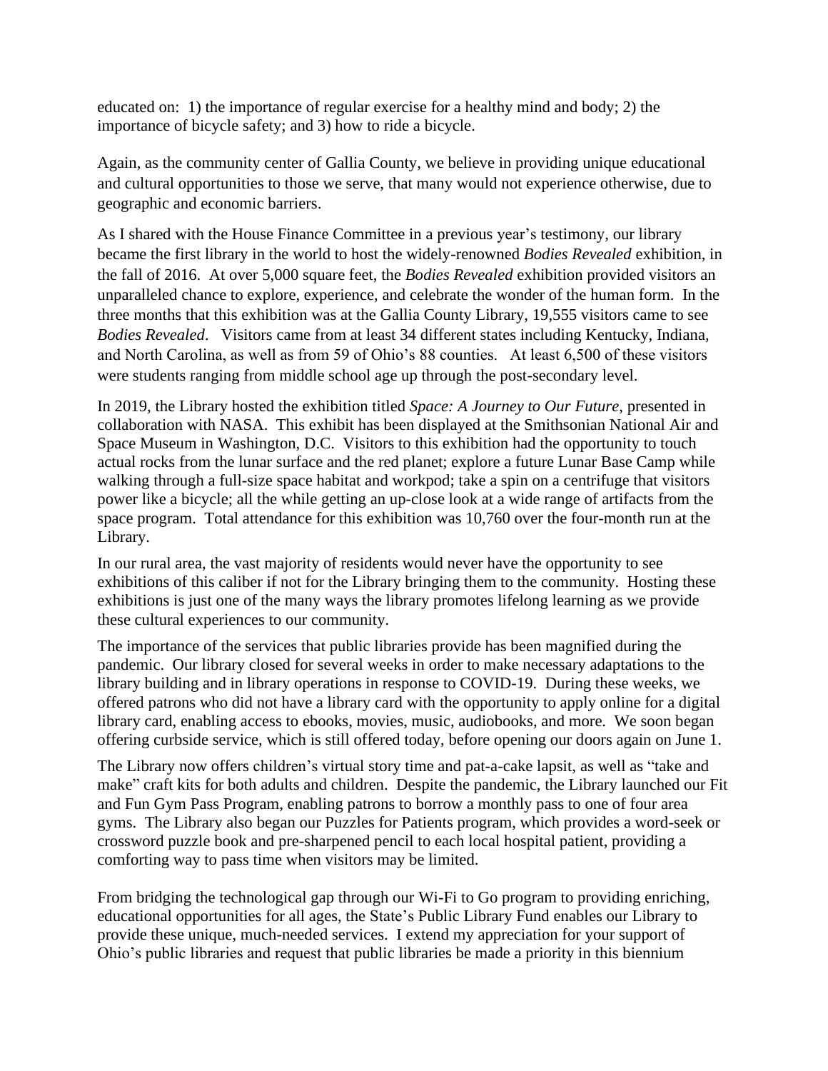educated on: 1) the importance of regular exercise for a healthy mind and body; 2) the importance of bicycle safety; and 3) how to ride a bicycle.

Again, as the community center of Gallia County, we believe in providing unique educational and cultural opportunities to those we serve, that many would not experience otherwise, due to geographic and economic barriers.

As I shared with the House Finance Committee in a previous year's testimony, our library became the first library in the world to host the widely-renowned *Bodies Revealed* exhibition, in the fall of 2016. At over 5,000 square feet, the *Bodies Revealed* exhibition provided visitors an unparalleled chance to explore, experience, and celebrate the wonder of the human form. In the three months that this exhibition was at the Gallia County Library, 19,555 visitors came to see *Bodies Revealed*. Visitors came from at least 34 different states including Kentucky, Indiana, and North Carolina, as well as from 59 of Ohio's 88 counties. At least 6,500 of these visitors were students ranging from middle school age up through the post-secondary level.

In 2019, the Library hosted the exhibition titled *Space: A Journey to Our Future*, presented in collaboration with NASA. This exhibit has been displayed at the Smithsonian National Air and Space Museum in Washington, D.C. Visitors to this exhibition had the opportunity to touch actual rocks from the lunar surface and the red planet; explore a future Lunar Base Camp while walking through a full-size space habitat and workpod; take a spin on a centrifuge that visitors power like a bicycle; all the while getting an up-close look at a wide range of artifacts from the space program. Total attendance for this exhibition was 10,760 over the four-month run at the Library.

In our rural area, the vast majority of residents would never have the opportunity to see exhibitions of this caliber if not for the Library bringing them to the community. Hosting these exhibitions is just one of the many ways the library promotes lifelong learning as we provide these cultural experiences to our community.

The importance of the services that public libraries provide has been magnified during the pandemic. Our library closed for several weeks in order to make necessary adaptations to the library building and in library operations in response to COVID-19. During these weeks, we offered patrons who did not have a library card with the opportunity to apply online for a digital library card, enabling access to ebooks, movies, music, audiobooks, and more. We soon began offering curbside service, which is still offered today, before opening our doors again on June 1.

The Library now offers children's virtual story time and pat-a-cake lapsit, as well as "take and make" craft kits for both adults and children. Despite the pandemic, the Library launched our Fit and Fun Gym Pass Program, enabling patrons to borrow a monthly pass to one of four area gyms. The Library also began our Puzzles for Patients program, which provides a word-seek or crossword puzzle book and pre-sharpened pencil to each local hospital patient, providing a comforting way to pass time when visitors may be limited.

From bridging the technological gap through our Wi-Fi to Go program to providing enriching, educational opportunities for all ages, the State's Public Library Fund enables our Library to provide these unique, much-needed services. I extend my appreciation for your support of Ohio's public libraries and request that public libraries be made a priority in this biennium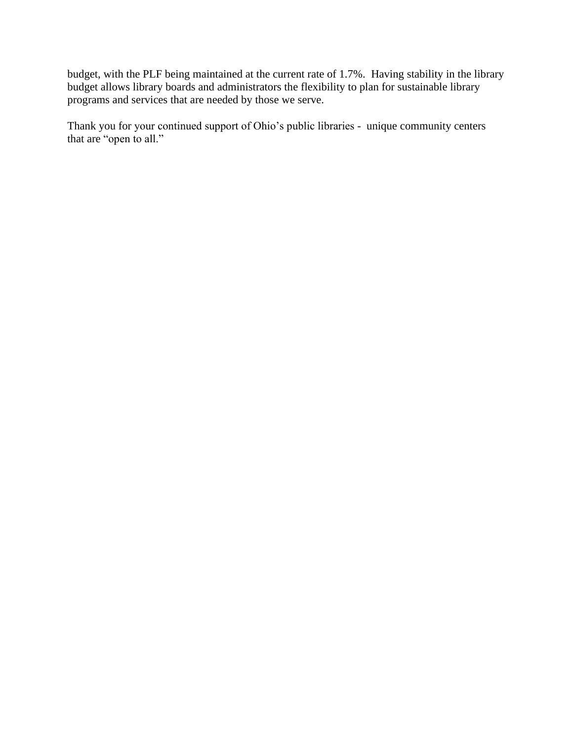budget, with the PLF being maintained at the current rate of 1.7%. Having stability in the library budget allows library boards and administrators the flexibility to plan for sustainable library programs and services that are needed by those we serve.

Thank you for your continued support of Ohio's public libraries - unique community centers that are "open to all."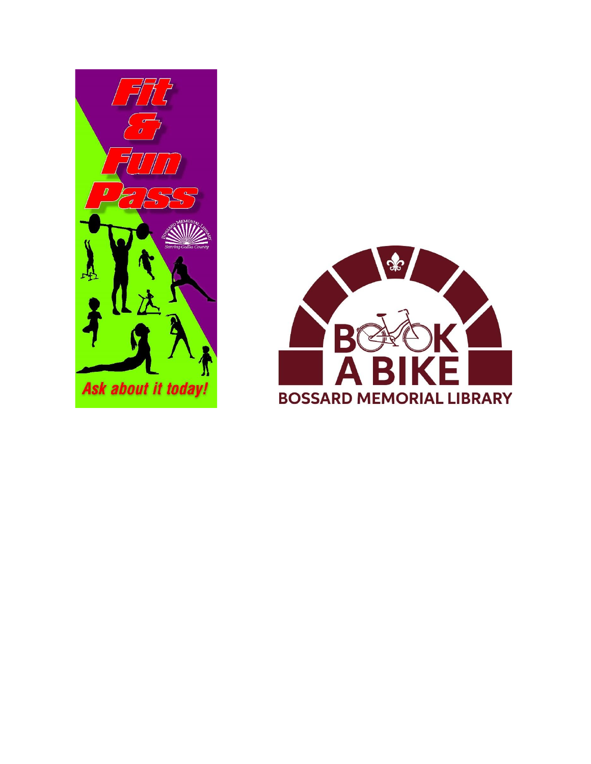Fit & Fun Pass

Bossard Memorial Library
Serving Gallia County

Ask about it today!

BOOK A BIKE

BOSSARD MEMORIAL LIBRARY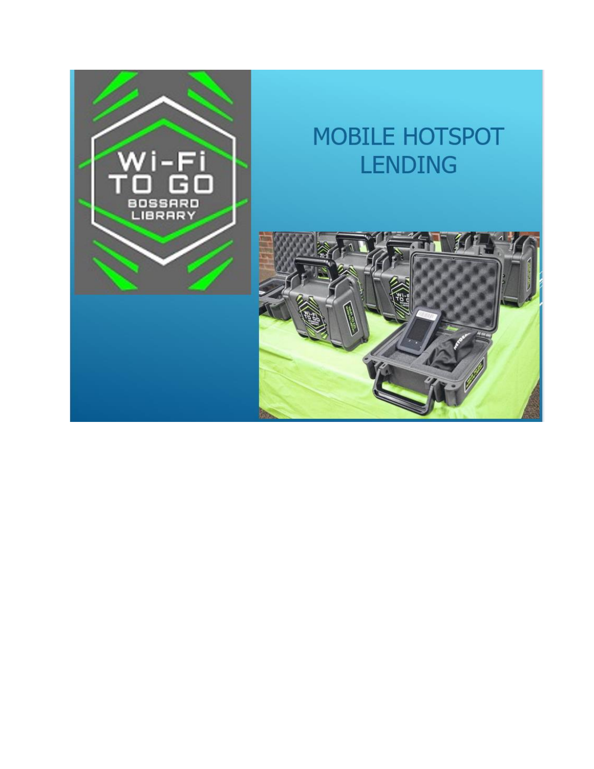Wi-Fi TO GO

BOSSARD LIBRARY

MOBILE HOTSPOT LENDING